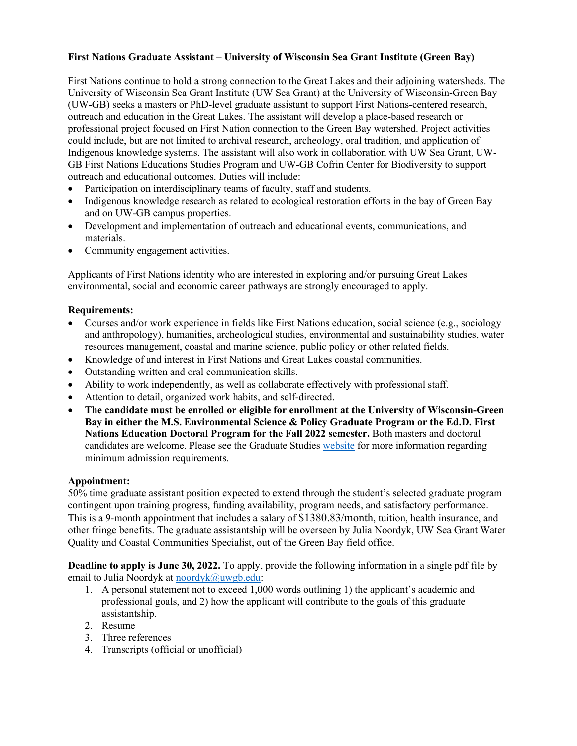**First Nations Graduate Assistant – University of Wisconsin Sea Grant Institute (Green Bay)**

First Nations continue to hold a strong connection to the Great Lakes and their adjoining watersheds. The University of Wisconsin Sea Grant Institute (UW Sea Grant) at the University of Wisconsin-Green Bay (UW-GB) seeks a masters or PhD-level graduate assistant to support First Nations-centered research, outreach and education in the Great Lakes. The assistant will develop a place-based research or professional project focused on First Nation connection to the Green Bay watershed. Project activities could include, but are not limited to archival research, archeology, oral tradition, and application of Indigenous knowledge systems. The assistant will also work in collaboration with UW Sea Grant, UW-GB First Nations Educations Studies Program and UW-GB Cofrin Center for Biodiversity to support outreach and educational outcomes. Duties will include:

- Participation on interdisciplinary teams of faculty, staff and students.
- Indigenous knowledge research as related to ecological restoration efforts in the bay of Green Bay and on UW-GB campus properties.
- Development and implementation of outreach and educational events, communications, and materials.
- Community engagement activities.

Applicants of First Nations identity who are interested in exploring and/or pursuing Great Lakes environmental, social and economic career pathways are strongly encouraged to apply.

**Requirements:**

- Courses and/or work experience in fields like First Nations education, social science (e.g., sociology and anthropology), humanities, archeological studies, environmental and sustainability studies, water resources management, coastal and marine science, public policy or other related fields.
- Knowledge of and interest in First Nations and Great Lakes coastal communities.
- Outstanding written and oral communication skills.
- Ability to work independently, as well as collaborate effectively with professional staff.
- Attention to detail, organized work habits, and self-directed.
- **The candidate must be enrolled or eligible for enrollment at the University of Wisconsin-Green Bay in either the M.S. Environmental Science & Policy Graduate Program or the Ed.D. First Nations Education Doctoral Program for the Fall 2022 semester.** Both masters and doctoral candidates are welcome. Please see the Graduate Studies [website](website) for more information regarding minimum admission requirements.

**Appointment:**

50% time graduate assistant position expected to extend through the student's selected graduate program contingent upon training progress, funding availability, program needs, and satisfactory performance. This is a 9-month appointment that includes a salary of $1380.83/month, tuition, health insurance, and other fringe benefits. The graduate assistantship will be overseen by Julia Noordyk, UW Sea Grant Water Quality and Coastal Communities Specialist, out of the Green Bay field office.

**Deadline to apply is June 30, 2022.** To apply, provide the following information in a single pdf file by email to Julia Noordyk at [noordyk@uwgb.edu](mailto:noordyk@uwgb.edu):

1. A personal statement not to exceed 1,000 words outlining 1) the applicant's academic and professional goals, and 2) how the applicant will contribute to the goals of this graduate assistantship.
2. Resume
3. Three references
4. Transcripts (official or unofficial)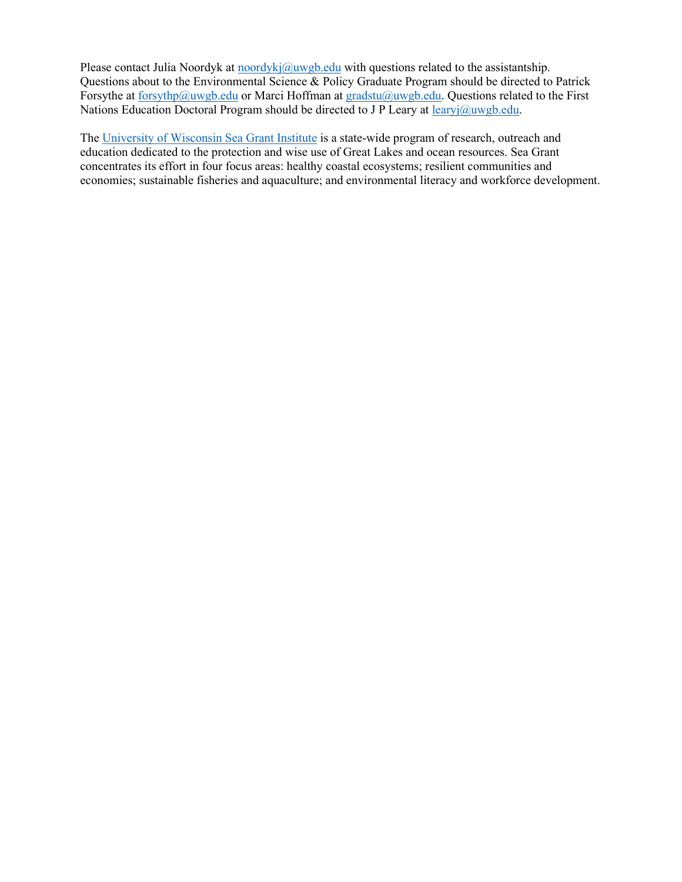Please contact Julia Noordyk at noordykj@uwgb.edu with questions related to the assistantship. Questions about to the Environmental Science & Policy Graduate Program should be directed to Patrick Forsythe at forsythp@uwgb.edu or Marci Hoffman at gradstu@uwgb.edu. Questions related to the First Nations Education Doctoral Program should be directed to J P Leary at learyj@uwgb.edu.

The University of Wisconsin Sea Grant Institute is a state-wide program of research, outreach and education dedicated to the protection and wise use of Great Lakes and ocean resources. Sea Grant concentrates its effort in four focus areas: healthy coastal ecosystems; resilient communities and economies; sustainable fisheries and aquaculture; and environmental literacy and workforce development.